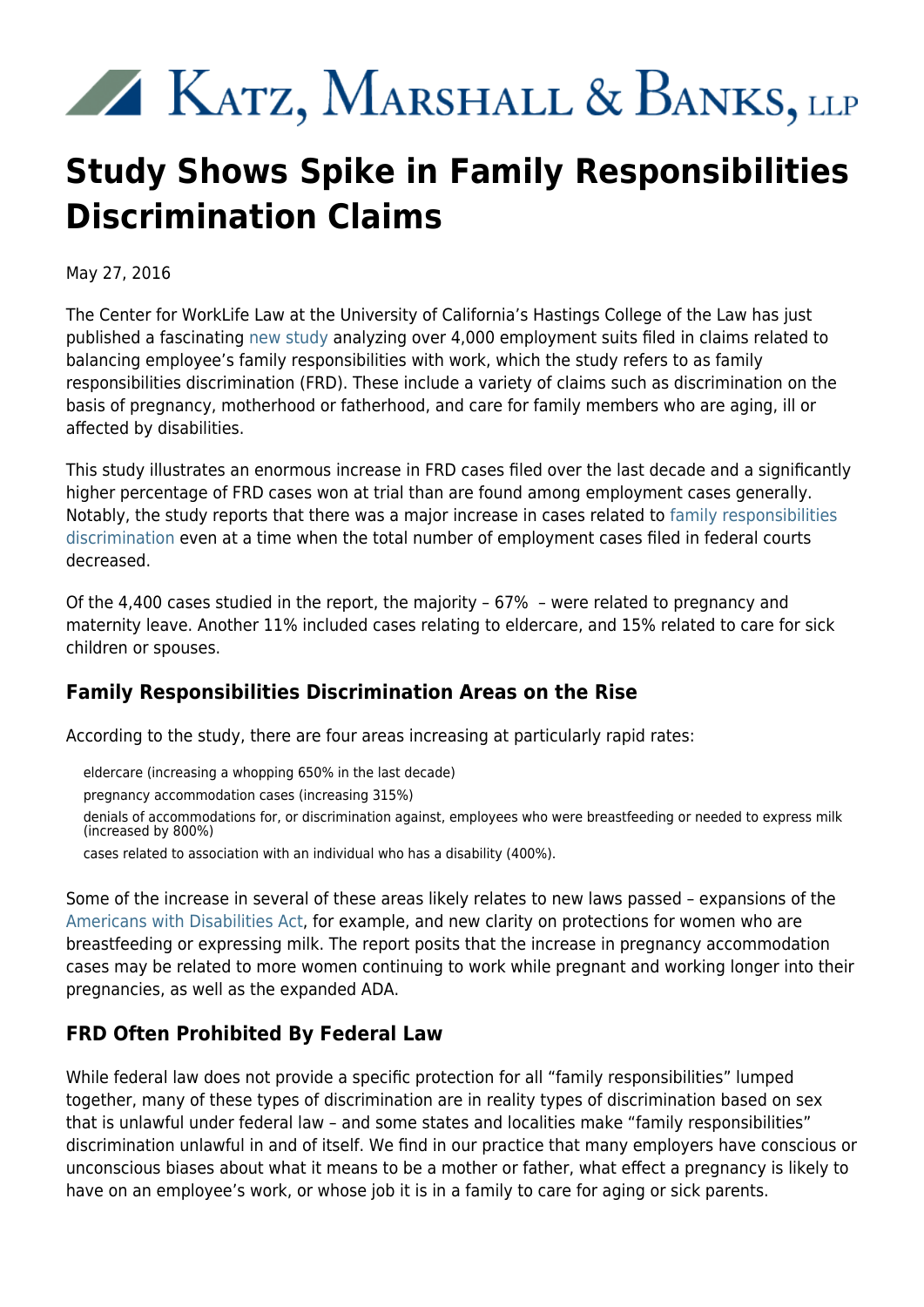Katz, Marshall & Banks, LLP

# Study Shows Spike in Family Responsibilities Discrimination Claims

May 27, 2016

The Center for WorkLife Law at the University of California's Hastings College of the Law has just published a fascinating new study analyzing over 4,000 employment suits filed in claims related to balancing employee's family responsibilities with work, which the study refers to as family responsibilities discrimination (FRD). These include a variety of claims such as discrimination on the basis of pregnancy, motherhood or fatherhood, and care for family members who are aging, ill or affected by disabilities.

This study illustrates an enormous increase in FRD cases filed over the last decade and a significantly higher percentage of FRD cases won at trial than are found among employment cases generally. Notably, the study reports that there was a major increase in cases related to family responsibilities discrimination even at a time when the total number of employment cases filed in federal courts decreased.

Of the 4,400 cases studied in the report, the majority – 67% – were related to pregnancy and maternity leave. Another 11% included cases relating to eldercare, and 15% related to care for sick children or spouses.

### Family Responsibilities Discrimination Areas on the Rise

According to the study, there are four areas increasing at particularly rapid rates:

- eldercare (increasing a whopping 650% in the last decade)
- pregnancy accommodation cases (increasing 315%)
- denials of accommodations for, or discrimination against, employees who were breastfeeding or needed to express milk (increased by 800%)
- cases related to association with an individual who has a disability (400%).

Some of the increase in several of these areas likely relates to new laws passed – expansions of the Americans with Disabilities Act, for example, and new clarity on protections for women who are breastfeeding or expressing milk. The report posits that the increase in pregnancy accommodation cases may be related to more women continuing to work while pregnant and working longer into their pregnancies, as well as the expanded ADA.

### FRD Often Prohibited By Federal Law

While federal law does not provide a specific protection for all "family responsibilities" lumped together, many of these types of discrimination are in reality types of discrimination based on sex that is unlawful under federal law – and some states and localities make "family responsibilities" discrimination unlawful in and of itself. We find in our practice that many employers have conscious or unconscious biases about what it means to be a mother or father, what effect a pregnancy is likely to have on an employee's work, or whose job it is in a family to care for aging or sick parents.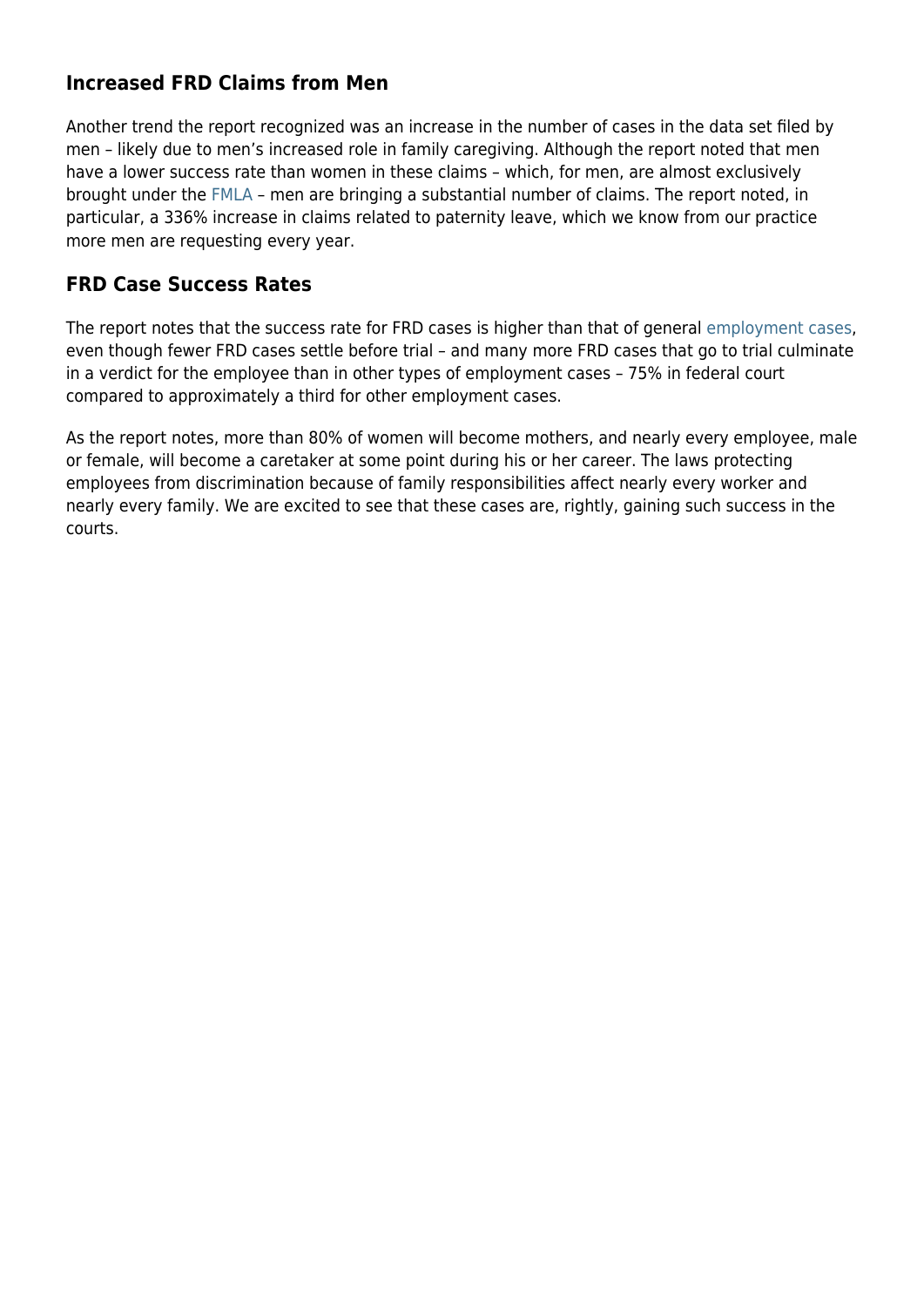## Increased FRD Claims from Men

Another trend the report recognized was an increase in the number of cases in the data set filed by men – likely due to men's increased role in family caregiving. Although the report noted that men have a lower success rate than women in these claims – which, for men, are almost exclusively brought under the FMLA – men are bringing a substantial number of claims. The report noted, in particular, a 336% increase in claims related to paternity leave, which we know from our practice more men are requesting every year.

## FRD Case Success Rates

The report notes that the success rate for FRD cases is higher than that of general employment cases, even though fewer FRD cases settle before trial – and many more FRD cases that go to trial culminate in a verdict for the employee than in other types of employment cases – 75% in federal court compared to approximately a third for other employment cases.

As the report notes, more than 80% of women will become mothers, and nearly every employee, male or female, will become a caretaker at some point during his or her career. The laws protecting employees from discrimination because of family responsibilities affect nearly every worker and nearly every family. We are excited to see that these cases are, rightly, gaining such success in the courts.